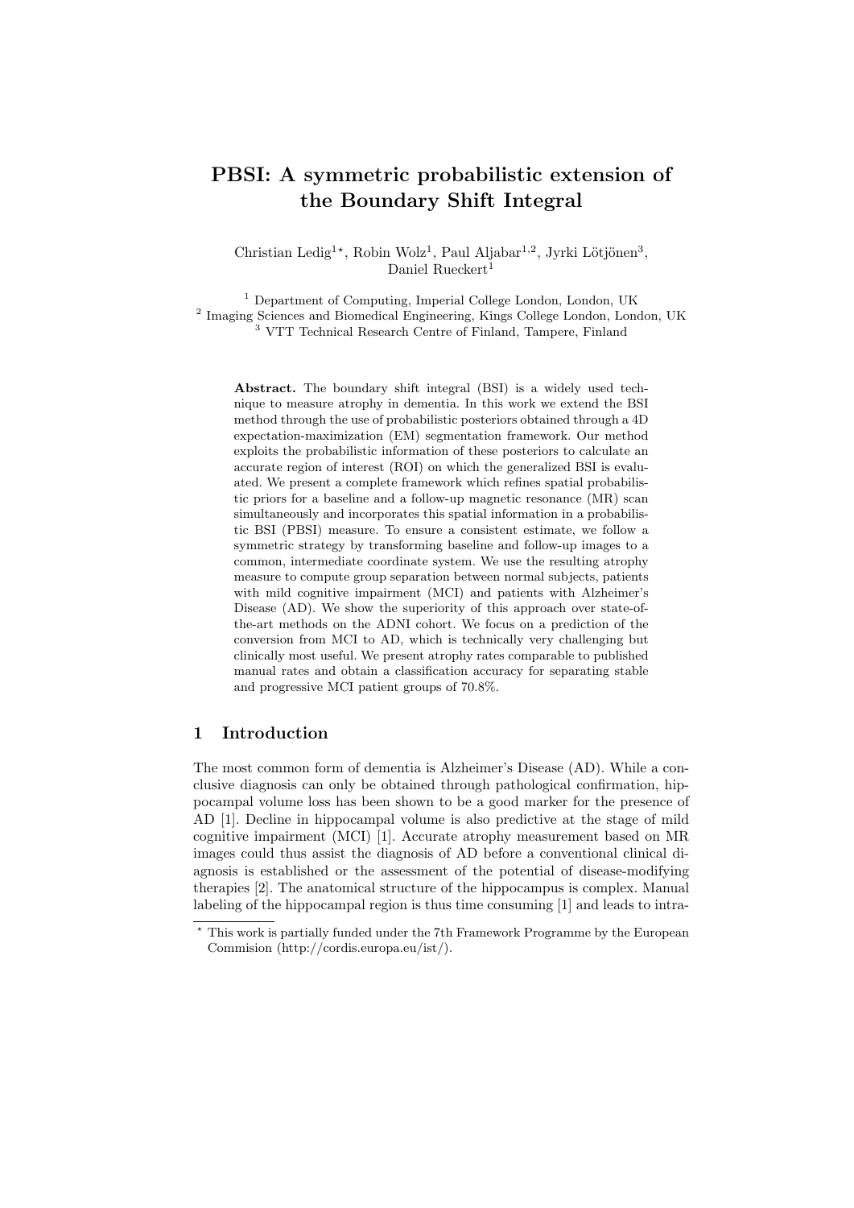# PBSI: A symmetric probabilistic extension of the Boundary Shift Integral

Christian Ledig[1⋆], Robin Wolz[1], Paul Aljabar[1,2], Jyrki Lötjönen[3], Daniel Rueckert[1]

[1] Department of Computing, Imperial College London, London, UK
[2] Imaging Sciences and Biomedical Engineering, Kings College London, London, UK
[3] VTT Technical Research Centre of Finland, Tampere, Finland

**Abstract.** The boundary shift integral (BSI) is a widely used technique to measure atrophy in dementia. In this work we extend the BSI method through the use of probabilistic posteriors obtained through a 4D expectation-maximization (EM) segmentation framework. Our method exploits the probabilistic information of these posteriors to calculate an accurate region of interest (ROI) on which the generalized BSI is evaluated. We present a complete framework which refines spatial probabilistic priors for a baseline and a follow-up magnetic resonance (MR) scan simultaneously and incorporates this spatial information in a probabilistic BSI (PBSI) measure. To ensure a consistent estimate, we follow a symmetric strategy by transforming baseline and follow-up images to a common, intermediate coordinate system. We use the resulting atrophy measure to compute group separation between normal subjects, patients with mild cognitive impairment (MCI) and patients with Alzheimer's Disease (AD). We show the superiority of this approach over state-of-the-art methods on the ADNI cohort. We focus on a prediction of the conversion from MCI to AD, which is technically very challenging but clinically most useful. We present atrophy rates comparable to published manual rates and obtain a classification accuracy for separating stable and progressive MCI patient groups of 70.8%.

## 1 Introduction

The most common form of dementia is Alzheimer's Disease (AD). While a conclusive diagnosis can only be obtained through pathological confirmation, hippocampal volume loss has been shown to be a good marker for the presence of AD [1]. Decline in hippocampal volume is also predictive at the stage of mild cognitive impairment (MCI) [1]. Accurate atrophy measurement based on MR images could thus assist the diagnosis of AD before a conventional clinical diagnosis is established or the assessment of the potential of disease-modifying therapies [2]. The anatomical structure of the hippocampus is complex. Manual labeling of the hippocampal region is thus time consuming [1] and leads to intra-

⋆ This work is partially funded under the 7th Framework Programme by the European Commision (http://cordis.europa.eu/ist/).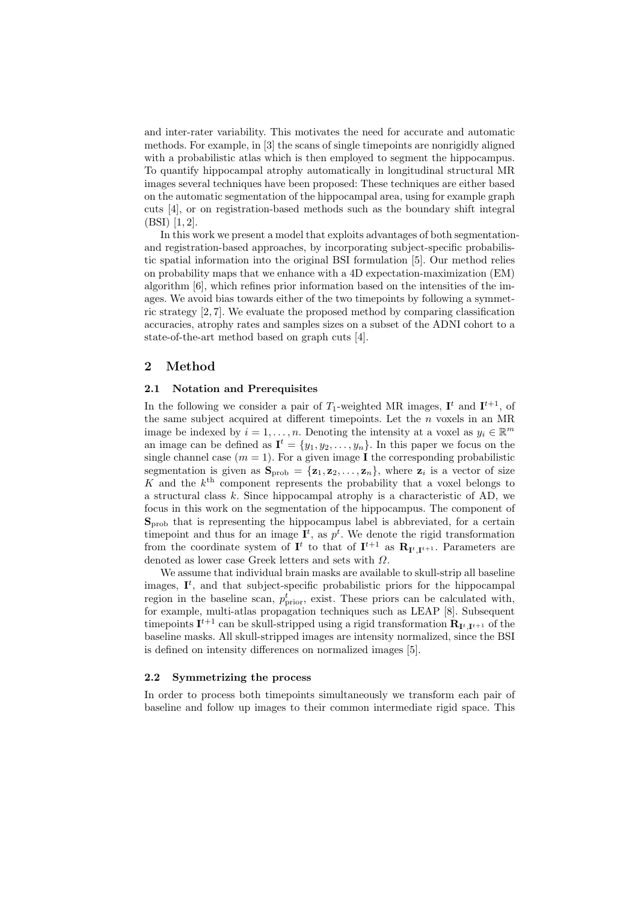and inter-rater variability. This motivates the need for accurate and automatic methods. For example, in [3] the scans of single timepoints are nonrigidly aligned with a probabilistic atlas which is then employed to segment the hippocampus. To quantify hippocampal atrophy automatically in longitudinal structural MR images several techniques have been proposed: These techniques are either based on the automatic segmentation of the hippocampal area, using for example graph cuts [4], or on registration-based methods such as the boundary shift integral (BSI) [1, 2].

In this work we present a model that exploits advantages of both segmentation- and registration-based approaches, by incorporating subject-specific probabilistic spatial information into the original BSI formulation [5]. Our method relies on probability maps that we enhance with a 4D expectation-maximization (EM) algorithm [6], which refines prior information based on the intensities of the images. We avoid bias towards either of the two timepoints by following a symmetric strategy [2, 7]. We evaluate the proposed method by comparing classification accuracies, atrophy rates and samples sizes on a subset of the ADNI cohort to a state-of-the-art method based on graph cuts [4].

## 2 Method

### 2.1 Notation and Prerequisites

In the following we consider a pair of $T_1$-weighted MR images, $\mathbf{I}^t$ and $\mathbf{I}^{t+1}$, of the same subject acquired at different timepoints. Let the $n$ voxels in an MR image be indexed by $i = 1, \ldots, n$. Denoting the intensity at a voxel as $y_i \in \mathbb{R}^m$ an image can be defined as $\mathbf{I}^t = \{y_1, y_2, \ldots, y_n\}$. In this paper we focus on the single channel case ($m = 1$). For a given image $\mathbf{I}$ the corresponding probabilistic segmentation is given as $\mathbf{S}_{\text{prob}} = \{\mathbf{z}_1, \mathbf{z}_2, \ldots, \mathbf{z}_n\}$, where $\mathbf{z}_i$ is a vector of size $K$ and the $k^{\text{th}}$ component represents the probability that a voxel belongs to a structural class $k$. Since hippocampal atrophy is a characteristic of AD, we focus in this work on the segmentation of the hippocampus. The component of $\mathbf{S}_{\text{prob}}$ that is representing the hippocampus label is abbreviated, for a certain timepoint and thus for an image $\mathbf{I}^t$, as $p^t$. We denote the rigid transformation from the coordinate system of $\mathbf{I}^t$ to that of $\mathbf{I}^{t+1}$ as $\mathbf{R}_{\mathbf{I}^t,\mathbf{I}^{t+1}}$. Parameters are denoted as lower case Greek letters and sets with $\Omega$.

We assume that individual brain masks are available to skull-strip all baseline images, $\mathbf{I}^t$, and that subject-specific probabilistic priors for the hippocampal region in the baseline scan, $p^t_{\text{prior}}$, exist. These priors can be calculated with, for example, multi-atlas propagation techniques such as LEAP [8]. Subsequent timepoints $\mathbf{I}^{t+1}$ can be skull-stripped using a rigid transformation $\mathbf{R}_{\mathbf{I}^t,\mathbf{I}^{t+1}}$ of the baseline masks. All skull-stripped images are intensity normalized, since the BSI is defined on intensity differences on normalized images [5].

### 2.2 Symmetrizing the process

In order to process both timepoints simultaneously we transform each pair of baseline and follow up images to their common intermediate rigid space. This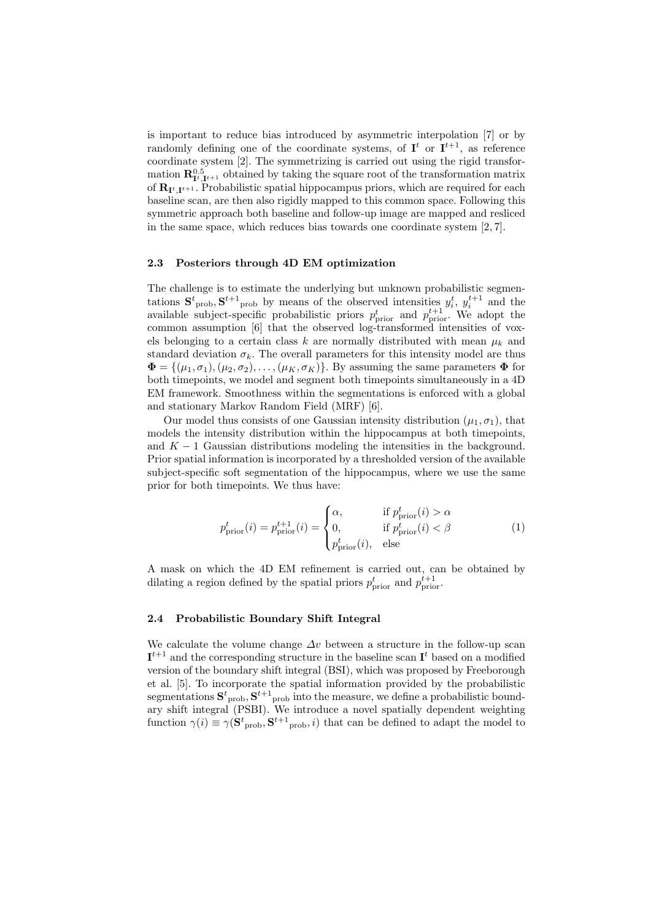is important to reduce bias introduced by asymmetric interpolation [7] or by randomly defining one of the coordinate systems, of $\mathbf{I}^t$ or $\mathbf{I}^{t+1}$, as reference coordinate system [2]. The symmetrizing is carried out using the rigid transformation $\mathbf{R}^{0.5}_{\mathbf{I}^t,\mathbf{I}^{t+1}}$ obtained by taking the square root of the transformation matrix of $\mathbf{R}_{\mathbf{I}^t,\mathbf{I}^{t+1}}$. Probabilistic spatial hippocampus priors, which are required for each baseline scan, are then also rigidly mapped to this common space. Following this symmetric approach both baseline and follow-up image are mapped and resliced in the same space, which reduces bias towards one coordinate system [2, 7].

### 2.3 Posteriors through 4D EM optimization

The challenge is to estimate the underlying but unknown probabilistic segmentations ${\mathbf{S}^t}_{\text{prob}}, {\mathbf{S}^{t+1}}_{\text{prob}}$ by means of the observed intensities $y_i^t$, $y_i^{t+1}$ and the available subject-specific probabilistic priors $p^t_{\text{prior}}$ and $p^{t+1}_{\text{prior}}$. We adopt the common assumption [6] that the observed log-transformed intensities of voxels belonging to a certain class $k$ are normally distributed with mean $\mu_k$ and standard deviation $\sigma_k$. The overall parameters for this intensity model are thus $\mathbf{\Phi} = \{(\mu_1, \sigma_1), (\mu_2, \sigma_2), \ldots, (\mu_K, \sigma_K)\}$. By assuming the same parameters $\mathbf{\Phi}$ for both timepoints, we model and segment both timepoints simultaneously in a 4D EM framework. Smoothness within the segmentations is enforced with a global and stationary Markov Random Field (MRF) [6].

Our model thus consists of one Gaussian intensity distribution $(\mu_1, \sigma_1)$, that models the intensity distribution within the hippocampus at both timepoints, and $K-1$ Gaussian distributions modeling the intensities in the background. Prior spatial information is incorporated by a thresholded version of the available subject-specific soft segmentation of the hippocampus, where we use the same prior for both timepoints. We thus have:

$$p^t_{\text{prior}}(i) = p^{t+1}_{\text{prior}}(i) = \begin{cases} \alpha, & \text{if } p^t_{\text{prior}}(i) > \alpha \\ 0, & \text{if } p^t_{\text{prior}}(i) < \beta \\ p^t_{\text{prior}}(i), & \text{else} \end{cases} \tag{1}$$

A mask on which the 4D EM refinement is carried out, can be obtained by dilating a region defined by the spatial priors $p^t_{\text{prior}}$ and $p^{t+1}_{\text{prior}}$.

### 2.4 Probabilistic Boundary Shift Integral

We calculate the volume change $\Delta v$ between a structure in the follow-up scan $\mathbf{I}^{t+1}$ and the corresponding structure in the baseline scan $\mathbf{I}^t$ based on a modified version of the boundary shift integral (BSI), which was proposed by Freeborough et al. [5]. To incorporate the spatial information provided by the probabilistic segmentations ${\mathbf{S}^t}_{\text{prob}}, {\mathbf{S}^{t+1}}_{\text{prob}}$ into the measure, we define a probabilistic boundary shift integral (PSBI). We introduce a novel spatially dependent weighting function $\gamma(i) \equiv \gamma({\mathbf{S}^t}_{\text{prob}}, {\mathbf{S}^{t+1}}_{\text{prob}}, i)$ that can be defined to adapt the model to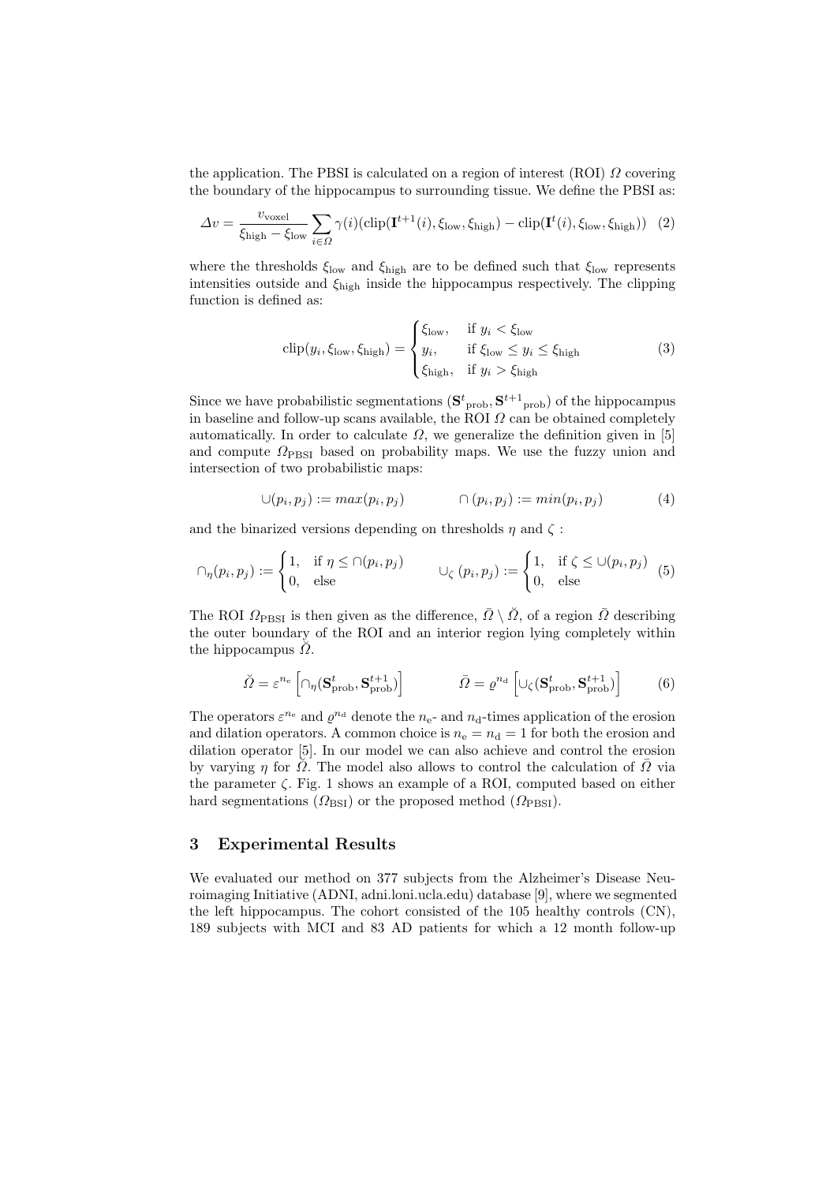the application. The PBSI is calculated on a region of interest (ROI) $\Omega$ covering the boundary of the hippocampus to surrounding tissue. We define the PBSI as:

$$\Delta v = \frac{v_{\text{voxel}}}{\xi_{\text{high}} - \xi_{\text{low}}} \sum_{i \in \Omega} \gamma(i)(\text{clip}(\mathbf{I}^{t+1}(i), \xi_{\text{low}}, \xi_{\text{high}}) - \text{clip}(\mathbf{I}^{t}(i), \xi_{\text{low}}, \xi_{\text{high}})) \quad (2)$$

where the thresholds $\xi_{\text{low}}$ and $\xi_{\text{high}}$ are to be defined such that $\xi_{\text{low}}$ represents intensities outside and $\xi_{\text{high}}$ inside the hippocampus respectively. The clipping function is defined as:

$$\text{clip}(y_i, \xi_{\text{low}}, \xi_{\text{high}}) = \begin{cases} \xi_{\text{low}}, & \text{if } y_i < \xi_{\text{low}} \\ y_i, & \text{if } \xi_{\text{low}} \leq y_i \leq \xi_{\text{high}} \\ \xi_{\text{high}}, & \text{if } y_i > \xi_{\text{high}} \end{cases} \quad (3)$$

Since we have probabilistic segmentations ($\mathbf{S}^{t}{}_{\text{prob}}, \mathbf{S}^{t+1}{}_{\text{prob}}$) of the hippocampus in baseline and follow-up scans available, the ROI $\Omega$ can be obtained completely automatically. In order to calculate $\Omega$, we generalize the definition given in [5] and compute $\Omega_{\text{PBSI}}$ based on probability maps. We use the fuzzy union and intersection of two probabilistic maps:

$$\cup(p_i, p_j) := max(p_i, p_j) \qquad\qquad \cap(p_i, p_j) := min(p_i, p_j) \quad (4)$$

and the binarized versions depending on thresholds $\eta$ and $\zeta$ :

$$\cap_{\eta}(p_i, p_j) := \begin{cases} 1, & \text{if } \eta \leq \cap(p_i, p_j) \\ 0, & \text{else} \end{cases} \qquad \cup_{\zeta}(p_i, p_j) := \begin{cases} 1, & \text{if } \zeta \leq \cup(p_i, p_j) \\ 0, & \text{else} \end{cases} \quad (5)$$

The ROI $\Omega_{\text{PBSI}}$ is then given as the difference, $\bar{\Omega} \setminus \breve{\Omega}$, of a region $\bar{\Omega}$ describing the outer boundary of the ROI and an interior region lying completely within the hippocampus $\breve{\Omega}$.

$$\breve{\Omega} = \varepsilon^{n_{\text{e}}} \left[ \cap_{\eta}(\mathbf{S}^{t}_{\text{prob}}, \mathbf{S}^{t+1}_{\text{prob}}) \right] \qquad\qquad \bar{\Omega} = \varrho^{n_{\text{d}}} \left[ \cup_{\zeta}(\mathbf{S}^{t}_{\text{prob}}, \mathbf{S}^{t+1}_{\text{prob}}) \right] \quad (6)$$

The operators $\varepsilon^{n_{\text{e}}}$ and $\varrho^{n_{\text{d}}}$ denote the $n_{\text{e}}$- and $n_{\text{d}}$-times application of the erosion and dilation operators. A common choice is $n_{\text{e}} = n_{\text{d}} = 1$ for both the erosion and dilation operator [5]. In our model we can also achieve and control the erosion by varying $\eta$ for $\breve{\Omega}$. The model also allows to control the calculation of $\bar{\Omega}$ via the parameter $\zeta$. Fig. 1 shows an example of a ROI, computed based on either hard segmentations ($\Omega_{\text{BSI}}$) or the proposed method ($\Omega_{\text{PBSI}}$).

## 3 Experimental Results

We evaluated our method on 377 subjects from the Alzheimer's Disease Neuroimaging Initiative (ADNI, adni.loni.ucla.edu) database [9], where we segmented the left hippocampus. The cohort consisted of the 105 healthy controls (CN), 189 subjects with MCI and 83 AD patients for which a 12 month follow-up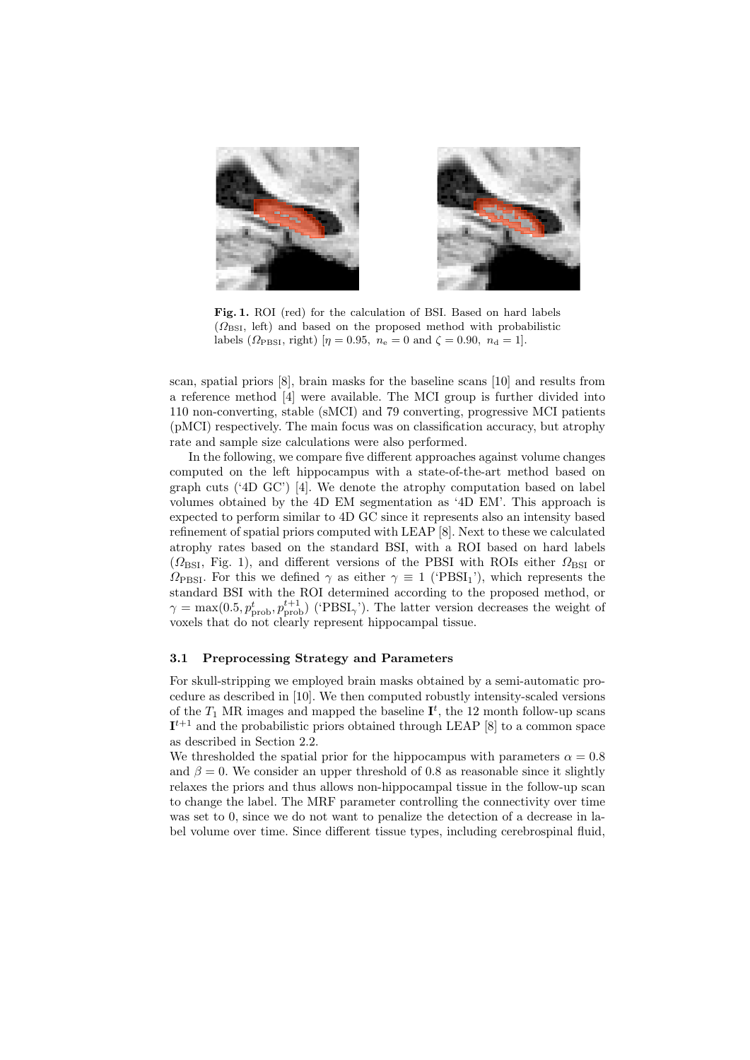**Fig. 1.** ROI (red) for the calculation of BSI. Based on hard labels ($\Omega_{\mathrm{BSI}}$, left) and based on the proposed method with probabilistic labels ($\Omega_{\mathrm{PBSI}}$, right) [$\eta = 0.95,\ n_{\mathrm{e}} = 0$ and $\zeta = 0.90,\ n_{\mathrm{d}} = 1$].

scan, spatial priors [8], brain masks for the baseline scans [10] and results from a reference method [4] were available. The MCI group is further divided into 110 non-converting, stable (sMCI) and 79 converting, progressive MCI patients (pMCI) respectively. The main focus was on classification accuracy, but atrophy rate and sample size calculations were also performed.

In the following, we compare five different approaches against volume changes computed on the left hippocampus with a state-of-the-art method based on graph cuts ('4D GC') [4]. We denote the atrophy computation based on label volumes obtained by the 4D EM segmentation as '4D EM'. This approach is expected to perform similar to 4D GC since it represents also an intensity based refinement of spatial priors computed with LEAP [8]. Next to these we calculated atrophy rates based on the standard BSI, with a ROI based on hard labels ($\Omega_{\mathrm{BSI}}$, Fig. 1), and different versions of the PBSI with ROIs either $\Omega_{\mathrm{BSI}}$ or $\Omega_{\mathrm{PBSI}}$. For this we defined $\gamma$ as either $\gamma \equiv 1$ ('PBSI$_1$'), which represents the standard BSI with the ROI determined according to the proposed method, or $\gamma = \max(0.5, p^t_{\mathrm{prob}}, p^{t+1}_{\mathrm{prob}})$ ('PBSI$_\gamma$'). The latter version decreases the weight of voxels that do not clearly represent hippocampal tissue.

### 3.1 Preprocessing Strategy and Parameters

For skull-stripping we employed brain masks obtained by a semi-automatic procedure as described in [10]. We then computed robustly intensity-scaled versions of the $T_1$ MR images and mapped the baseline $\mathbf{I}^t$, the 12 month follow-up scans $\mathbf{I}^{t+1}$ and the probabilistic priors obtained through LEAP [8] to a common space as described in Section 2.2.

We thresholded the spatial prior for the hippocampus with parameters $\alpha = 0.8$ and $\beta = 0$. We consider an upper threshold of 0.8 as reasonable since it slightly relaxes the priors and thus allows non-hippocampal tissue in the follow-up scan to change the label. The MRF parameter controlling the connectivity over time was set to 0, since we do not want to penalize the detection of a decrease in label volume over time. Since different tissue types, including cerebrospinal fluid,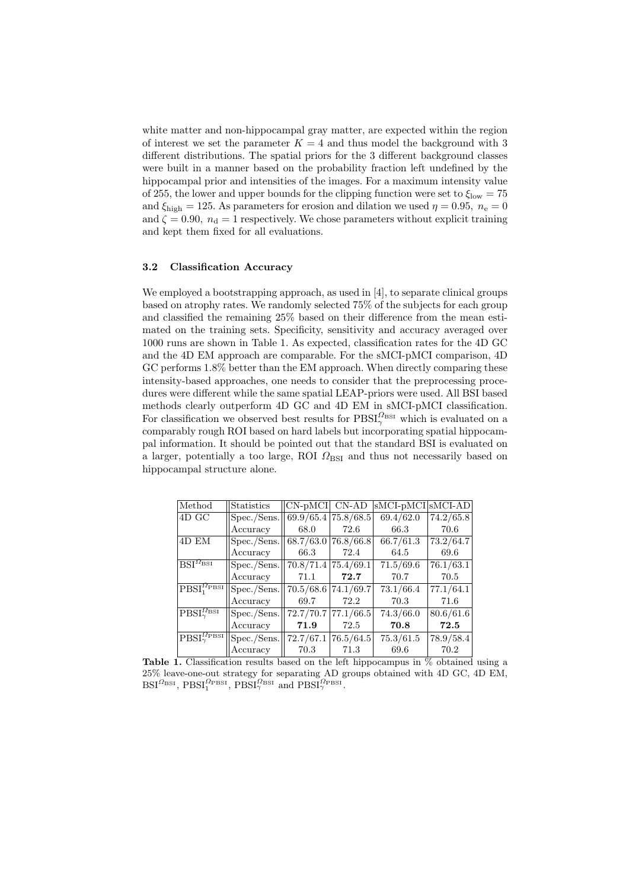white matter and non-hippocampal gray matter, are expected within the region of interest we set the parameter $K = 4$ and thus model the background with 3 different distributions. The spatial priors for the 3 different background classes were built in a manner based on the probability fraction left undefined by the hippocampal prior and intensities of the images. For a maximum intensity value of 255, the lower and upper bounds for the clipping function were set to $\xi_{\text{low}} = 75$ and $\xi_{\text{high}} = 125$. As parameters for erosion and dilation we used $\eta = 0.95,\ n_{\text{e}} = 0$ and $\zeta = 0.90,\ n_{\text{d}} = 1$ respectively. We chose parameters without explicit training and kept them fixed for all evaluations.

### 3.2 Classification Accuracy

We employed a bootstrapping approach, as used in [4], to separate clinical groups based on atrophy rates. We randomly selected 75% of the subjects for each group and classified the remaining 25% based on their difference from the mean estimated on the training sets. Specificity, sensitivity and accuracy averaged over 1000 runs are shown in Table 1. As expected, classification rates for the 4D GC and the 4D EM approach are comparable. For the sMCI-pMCI comparison, 4D GC performs 1.8% better than the EM approach. When directly comparing these intensity-based approaches, one needs to consider that the preprocessing procedures were different while the same spatial LEAP-priors were used. All BSI based methods clearly outperform 4D GC and 4D EM in sMCI-pMCI classification. For classification we observed best results for $\text{PBSI}_{\gamma}^{\Omega_{\text{BSI}}}$ which is evaluated on a comparably rough ROI based on hard labels but incorporating spatial hippocampal information. It should be pointed out that the standard BSI is evaluated on a larger, potentially a too large, ROI $\Omega_{\text{BSI}}$ and thus not necessarily based on hippocampal structure alone.

| Method | Statistics | CN-pMCI | CN-AD | sMCI-pMCI | sMCI-AD |
|---|---|---|---|---|---|
| 4D GC | Spec./Sens. | 69.9/65.4 | 75.8/68.5 | 69.4/62.0 | 74.2/65.8 |
| | Accuracy | 68.0 | 72.6 | 66.3 | 70.6 |
| 4D EM | Spec./Sens. | 68.7/63.0 | 76.8/66.8 | 66.7/61.3 | 73.2/64.7 |
| | Accuracy | 66.3 | 72.4 | 64.5 | 69.6 |
| $\text{BSI}^{\Omega_{\text{BSI}}}$ | Spec./Sens. | 70.8/71.4 | 75.4/69.1 | 71.5/69.6 | 76.1/63.1 |
| | Accuracy | 71.1 | **72.7** | 70.7 | 70.5 |
| $\text{PBSI}_1^{\Omega_{\text{PBSI}}}$ | Spec./Sens. | 70.5/68.6 | 74.1/69.7 | 73.1/66.4 | 77.1/64.1 |
| | Accuracy | 69.7 | 72.2 | 70.3 | 71.6 |
| $\text{PBSI}_{\gamma}^{\Omega_{\text{BSI}}}$ | Spec./Sens. | 72.7/70.7 | 77.1/66.5 | 74.3/66.0 | 80.6/61.6 |
| | Accuracy | **71.9** | 72.5 | **70.8** | **72.5** |
| $\text{PBSI}_{\gamma}^{\Omega_{\text{PBSI}}}$ | Spec./Sens. | 72.7/67.1 | 76.5/64.5 | 75.3/61.5 | 78.9/58.4 |
| | Accuracy | 70.3 | 71.3 | 69.6 | 70.2 |

**Table 1.** Classification results based on the left hippocampus in % obtained using a 25% leave-one-out strategy for separating AD groups obtained with 4D GC, 4D EM, $\text{BSI}^{\Omega_{\text{BSI}}}$, $\text{PBSI}_1^{\Omega_{\text{PBSI}}}$, $\text{PBSI}_{\gamma}^{\Omega_{\text{BSI}}}$ and $\text{PBSI}_{\gamma}^{\Omega_{\text{PBSI}}}$.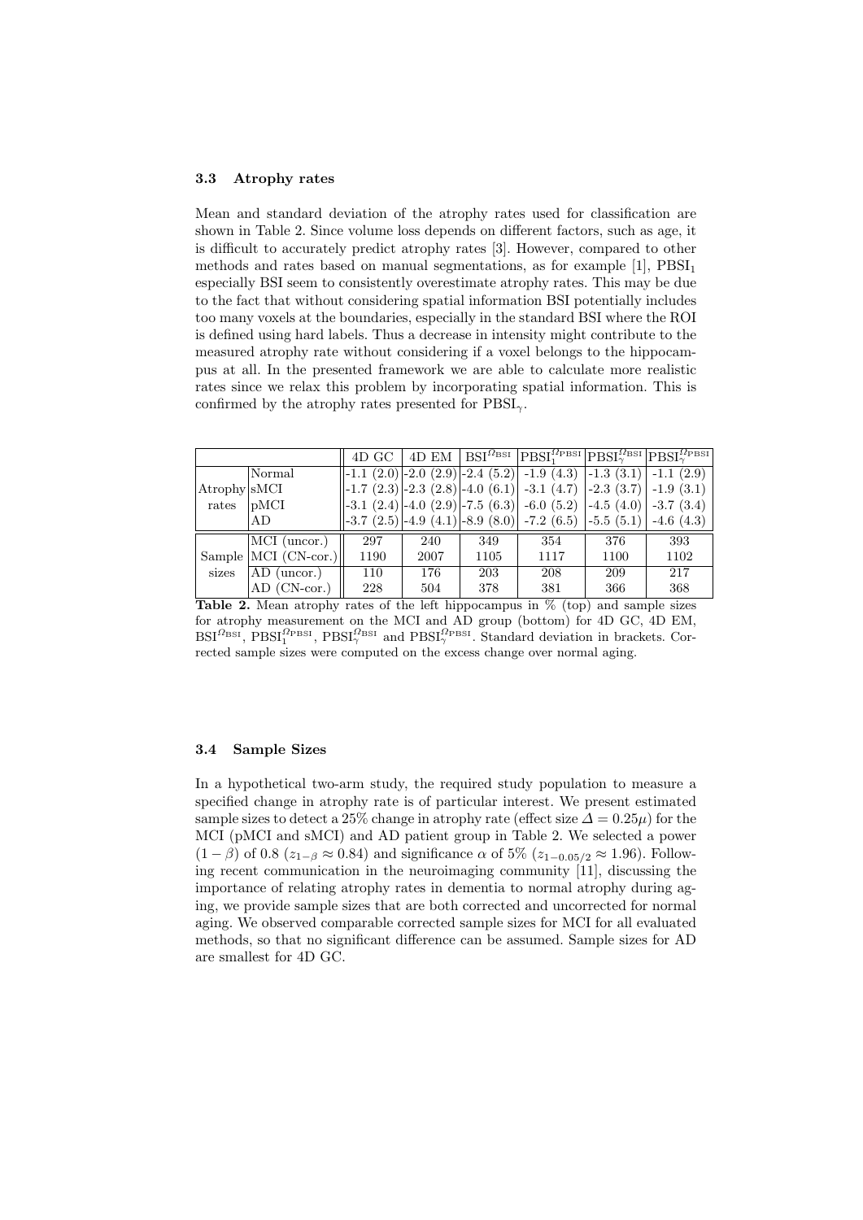### 3.3 Atrophy rates

Mean and standard deviation of the atrophy rates used for classification are shown in Table 2. Since volume loss depends on different factors, such as age, it is difficult to accurately predict atrophy rates [3]. However, compared to other methods and rates based on manual segmentations, as for example [1], $\text{PBSI}_1$ especially BSI seem to consistently overestimate atrophy rates. This may be due to the fact that without considering spatial information BSI potentially includes too many voxels at the boundaries, especially in the standard BSI where the ROI is defined using hard labels. Thus a decrease in intensity might contribute to the measured atrophy rate without considering if a voxel belongs to the hippocampus at all. In the presented framework we are able to calculate more realistic rates since we relax this problem by incorporating spatial information. This is confirmed by the atrophy rates presented for $\text{PBSI}_\gamma$.

| | | 4D GC | 4D EM | $\text{BSI}^{\Omega_{\text{BSI}}}$ | $\text{PBSI}_1^{\Omega_{\text{PBSI}}}$ | $\text{PBSI}_\gamma^{\Omega_{\text{BSI}}}$ | $\text{PBSI}_\gamma^{\Omega_{\text{PBSI}}}$ |
|---|---|---|---|---|---|---|---|
| Atrophy rates | Normal | -1.1 (2.0) | -2.0 (2.9) | -2.4 (5.2) | -1.9 (4.3) | -1.3 (3.1) | -1.1 (2.9) |
| | sMCI | -1.7 (2.3) | -2.3 (2.8) | -4.0 (6.1) | -3.1 (4.7) | -2.3 (3.7) | -1.9 (3.1) |
| | pMCI | -3.1 (2.4) | -4.0 (2.9) | -7.5 (6.3) | -6.0 (5.2) | -4.5 (4.0) | -3.7 (3.4) |
| | AD | -3.7 (2.5) | -4.9 (4.1) | -8.9 (8.0) | -7.2 (6.5) | -5.5 (5.1) | -4.6 (4.3) |
| Sample sizes | MCI (uncor.) | 297 | 240 | 349 | 354 | 376 | 393 |
| | MCI (CN-cor.) | 1190 | 2007 | 1105 | 1117 | 1100 | 1102 |
| | AD (uncor.) | 110 | 176 | 203 | 208 | 209 | 217 |
| | AD (CN-cor.) | 228 | 504 | 378 | 381 | 366 | 368 |

**Table 2.** Mean atrophy rates of the left hippocampus in % (top) and sample sizes for atrophy measurement on the MCI and AD group (bottom) for 4D GC, 4D EM, $\text{BSI}^{\Omega_{\text{BSI}}}$, $\text{PBSI}_1^{\Omega_{\text{PBSI}}}$, $\text{PBSI}_\gamma^{\Omega_{\text{BSI}}}$ and $\text{PBSI}_\gamma^{\Omega_{\text{PBSI}}}$. Standard deviation in brackets. Corrected sample sizes were computed on the excess change over normal aging.

### 3.4 Sample Sizes

In a hypothetical two-arm study, the required study population to measure a specified change in atrophy rate is of particular interest. We present estimated sample sizes to detect a 25% change in atrophy rate (effect size $\Delta = 0.25\mu$) for the MCI (pMCI and sMCI) and AD patient group in Table 2. We selected a power $(1-\beta)$ of 0.8 ($z_{1-\beta} \approx 0.84$) and significance $\alpha$ of 5% ($z_{1-0.05/2} \approx 1.96$). Following recent communication in the neuroimaging community [11], discussing the importance of relating atrophy rates in dementia to normal atrophy during aging, we provide sample sizes that are both corrected and uncorrected for normal aging. We observed comparable corrected sample sizes for MCI for all evaluated methods, so that no significant difference can be assumed. Sample sizes for AD are smallest for 4D GC.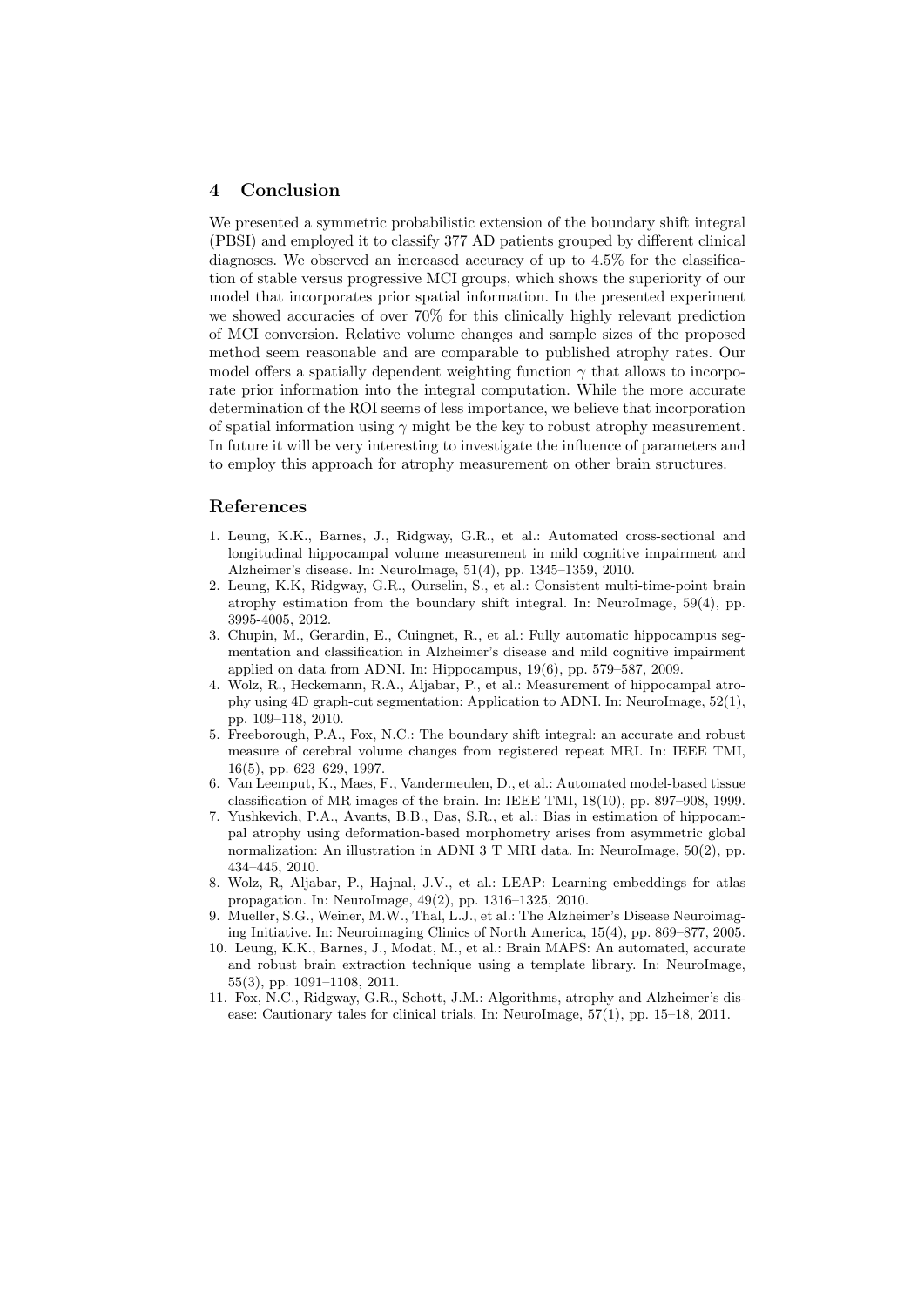## 4 Conclusion

We presented a symmetric probabilistic extension of the boundary shift integral (PBSI) and employed it to classify 377 AD patients grouped by different clinical diagnoses. We observed an increased accuracy of up to 4.5% for the classification of stable versus progressive MCI groups, which shows the superiority of our model that incorporates prior spatial information. In the presented experiment we showed accuracies of over 70% for this clinically highly relevant prediction of MCI conversion. Relative volume changes and sample sizes of the proposed method seem reasonable and are comparable to published atrophy rates. Our model offers a spatially dependent weighting function $\gamma$ that allows to incorporate prior information into the integral computation. While the more accurate determination of the ROI seems of less importance, we believe that incorporation of spatial information using $\gamma$ might be the key to robust atrophy measurement. In future it will be very interesting to investigate the influence of parameters and to employ this approach for atrophy measurement on other brain structures.

## References

1. Leung, K.K., Barnes, J., Ridgway, G.R., et al.: Automated cross-sectional and longitudinal hippocampal volume measurement in mild cognitive impairment and Alzheimer's disease. In: NeuroImage, 51(4), pp. 1345–1359, 2010.
2. Leung, K.K, Ridgway, G.R., Ourselin, S., et al.: Consistent multi-time-point brain atrophy estimation from the boundary shift integral. In: NeuroImage, 59(4), pp. 3995-4005, 2012.
3. Chupin, M., Gerardin, E., Cuingnet, R., et al.: Fully automatic hippocampus segmentation and classification in Alzheimer's disease and mild cognitive impairment applied on data from ADNI. In: Hippocampus, 19(6), pp. 579–587, 2009.
4. Wolz, R., Heckemann, R.A., Aljabar, P., et al.: Measurement of hippocampal atrophy using 4D graph-cut segmentation: Application to ADNI. In: NeuroImage, 52(1), pp. 109–118, 2010.
5. Freeborough, P.A., Fox, N.C.: The boundary shift integral: an accurate and robust measure of cerebral volume changes from registered repeat MRI. In: IEEE TMI, 16(5), pp. 623–629, 1997.
6. Van Leemput, K., Maes, F., Vandermeulen, D., et al.: Automated model-based tissue classification of MR images of the brain. In: IEEE TMI, 18(10), pp. 897–908, 1999.
7. Yushkevich, P.A., Avants, B.B., Das, S.R., et al.: Bias in estimation of hippocampal atrophy using deformation-based morphometry arises from asymmetric global normalization: An illustration in ADNI 3 T MRI data. In: NeuroImage, 50(2), pp. 434–445, 2010.
8. Wolz, R, Aljabar, P., Hajnal, J.V., et al.: LEAP: Learning embeddings for atlas propagation. In: NeuroImage, 49(2), pp. 1316–1325, 2010.
9. Mueller, S.G., Weiner, M.W., Thal, L.J., et al.: The Alzheimer's Disease Neuroimaging Initiative. In: Neuroimaging Clinics of North America, 15(4), pp. 869–877, 2005.
10. Leung, K.K., Barnes, J., Modat, M., et al.: Brain MAPS: An automated, accurate and robust brain extraction technique using a template library. In: NeuroImage, 55(3), pp. 1091–1108, 2011.
11. Fox, N.C., Ridgway, G.R., Schott, J.M.: Algorithms, atrophy and Alzheimer's disease: Cautionary tales for clinical trials. In: NeuroImage, 57(1), pp. 15–18, 2011.